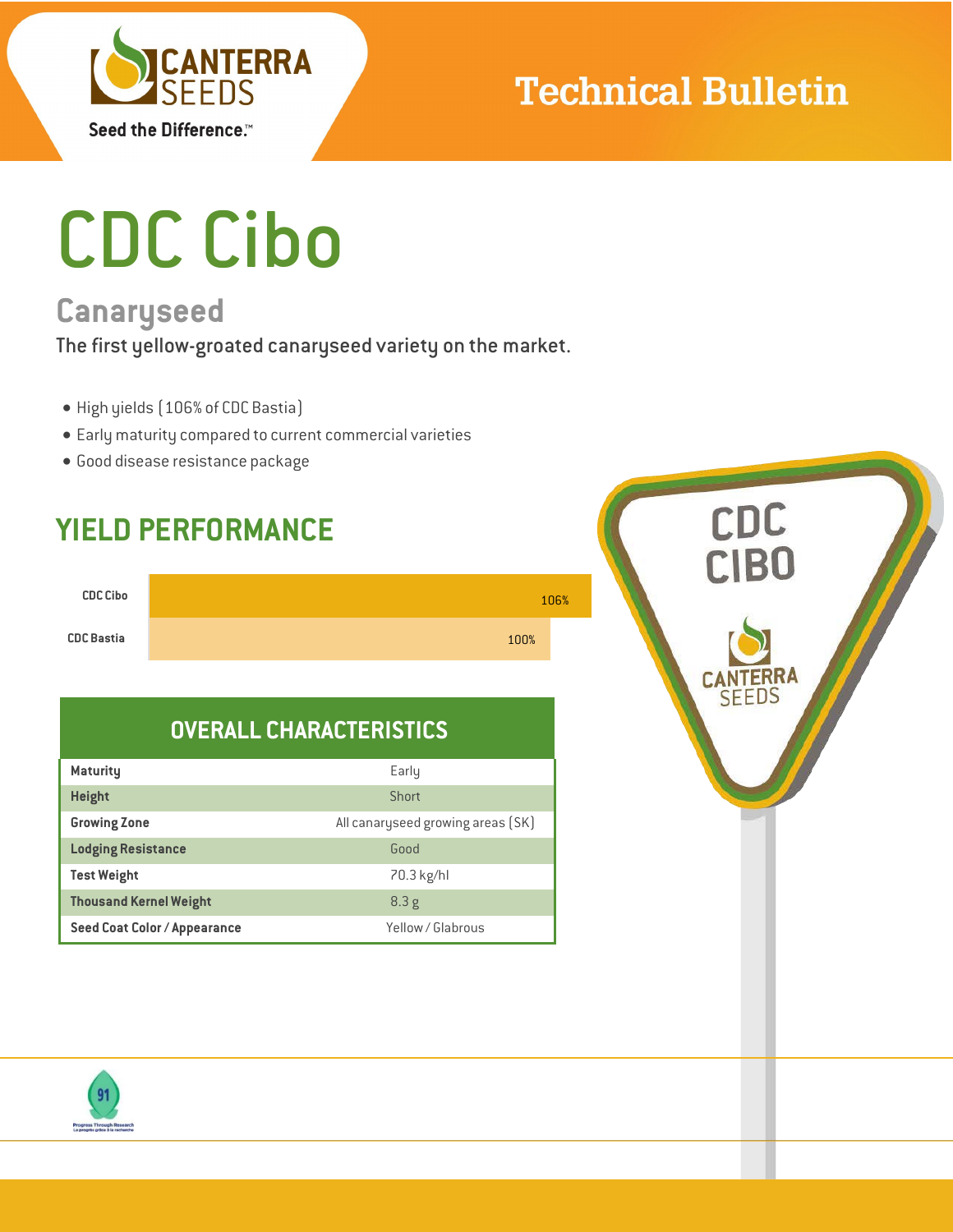CANTERRA SEEDS

Seed the Difference.™

Technical Bulletin

# CDC Cibo

## Canaryseed

The first yellow-groated canaryseed variety on the market.

- High yields (106% of CDC Bastia)
- Early maturity compared to current commercial varieties
- Good disease resistance package

## YIELD PERFORMANCE

| Variety | Yield |
|---|---|
| CDC Cibo | 106% |
| CDC Bastia | 100% |

## OVERALL CHARACTERISTICS

| Characteristic | Value |
|---|---|
| **Maturity** | Early |
| **Height** | Short |
| **Growing Zone** | All canaryseed growing areas (SK) |
| **Lodging Resistance** | Good |
| **Test Weight** | 70.3 kg/hl |
| **Thousand Kernel Weight** | 8.3 g |
| **Seed Coat Color / Appearance** | Yellow / Glabrous |

CDC CIBO

CANTERRA SEEDS

91

Progress Through Research

Le progrès grâce à la recherche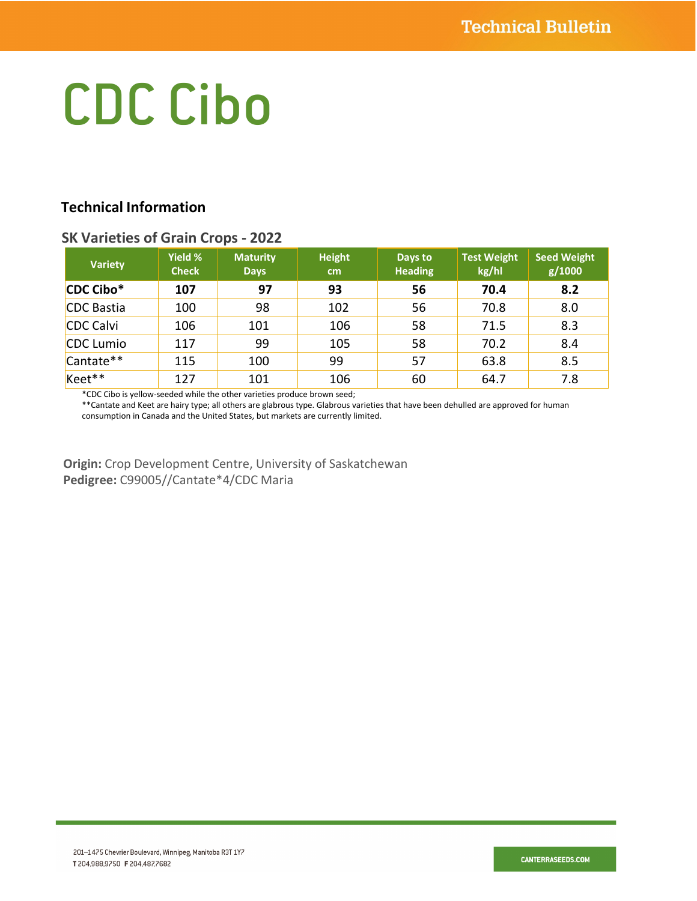# CDC Cibo

## Technical Information

### SK Varieties of Grain Crops - 2022

| Variety | Yield % Check | Maturity Days | Height cm | Days to Heading | Test Weight kg/hl | Seed Weight g/1000 |
|---|---|---|---|---|---|---|
| **CDC Cibo*** | **107** | **97** | **93** | **56** | **70.4** | **8.2** |
| CDC Bastia | 100 | 98 | 102 | 56 | 70.8 | 8.0 |
| CDC Calvi | 106 | 101 | 106 | 58 | 71.5 | 8.3 |
| CDC Lumio | 117 | 99 | 105 | 58 | 70.2 | 8.4 |
| Cantate** | 115 | 100 | 99 | 57 | 63.8 | 8.5 |
| Keet** | 127 | 101 | 106 | 60 | 64.7 | 7.8 |

*CDC Cibo is yellow-seeded while the other varieties produce brown seed;

**Cantate and Keet are hairy type; all others are glabrous type. Glabrous varieties that have been dehulled are approved for human consumption in Canada and the United States, but markets are currently limited.

**Origin:** Crop Development Centre, University of Saskatchewan
**Pedigree:** C99005//Cantate*4/CDC Maria